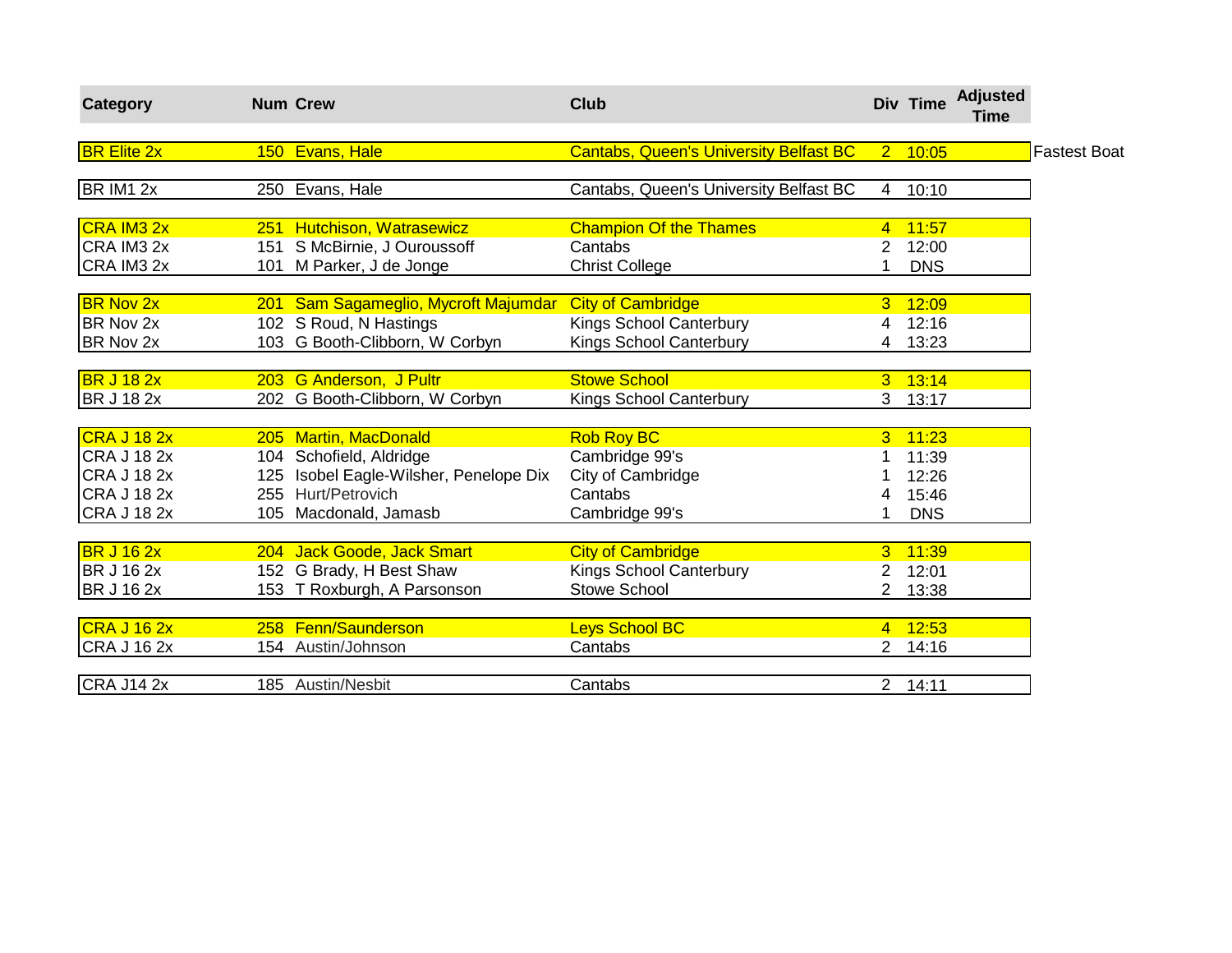| Category | Num | Crew | Club | Div | Time | Adjusted Time | |
|---|---|---|---|---|---|---|---|
| BR Elite 2x | 150 | Evans, Hale | Cantabs, Queen's University Belfast BC | 2 | 10:05 | | Fastest Boat |
| BR IM1 2x | 250 | Evans, Hale | Cantabs, Queen's University Belfast BC | 4 | 10:10 | | |
| CRA IM3 2x | 251 | Hutchison, Watrasewicz | Champion Of the Thames | 4 | 11:57 | | |
| CRA IM3 2x | 151 | S McBirnie, J Ouroussoff | Cantabs | 2 | 12:00 | | |
| CRA IM3 2x | 101 | M Parker, J de Jonge | Christ College | 1 | DNS | | |
| BR Nov 2x | 201 | Sam Sagameglio, Mycroft Majumdar | City of Cambridge | 3 | 12:09 | | |
| BR Nov 2x | 102 | S Roud, N Hastings | Kings School Canterbury | 4 | 12:16 | | |
| BR Nov 2x | 103 | G Booth-Clibborn, W Corbyn | Kings School Canterbury | 4 | 13:23 | | |
| BR J 18 2x | 203 | G Anderson, J Pultr | Stowe School | 3 | 13:14 | | |
| BR J 18 2x | 202 | G Booth-Clibborn, W Corbyn | Kings School Canterbury | 3 | 13:17 | | |
| CRA J 18 2x | 205 | Martin, MacDonald | Rob Roy BC | 3 | 11:23 | | |
| CRA J 18 2x | 104 | Schofield, Aldridge | Cambridge 99's | 1 | 11:39 | | |
| CRA J 18 2x | 125 | Isobel Eagle-Wilsher, Penelope Dix | City of Cambridge | 1 | 12:26 | | |
| CRA J 18 2x | 255 | Hurt/Petrovich | Cantabs | 4 | 15:46 | | |
| CRA J 18 2x | 105 | Macdonald, Jamasb | Cambridge 99's | 1 | DNS | | |
| BR J 16 2x | 204 | Jack Goode, Jack Smart | City of Cambridge | 3 | 11:39 | | |
| BR J 16 2x | 152 | G Brady, H Best Shaw | Kings School Canterbury | 2 | 12:01 | | |
| BR J 16 2x | 153 | T Roxburgh, A Parsonson | Stowe School | 2 | 13:38 | | |
| CRA J 16 2x | 258 | Fenn/Saunderson | Leys School BC | 4 | 12:53 | | |
| CRA J 16 2x | 154 | Austin/Johnson | Cantabs | 2 | 14:16 | | |
| CRA J14 2x | 185 | Austin/Nesbit | Cantabs | 2 | 14:11 | | |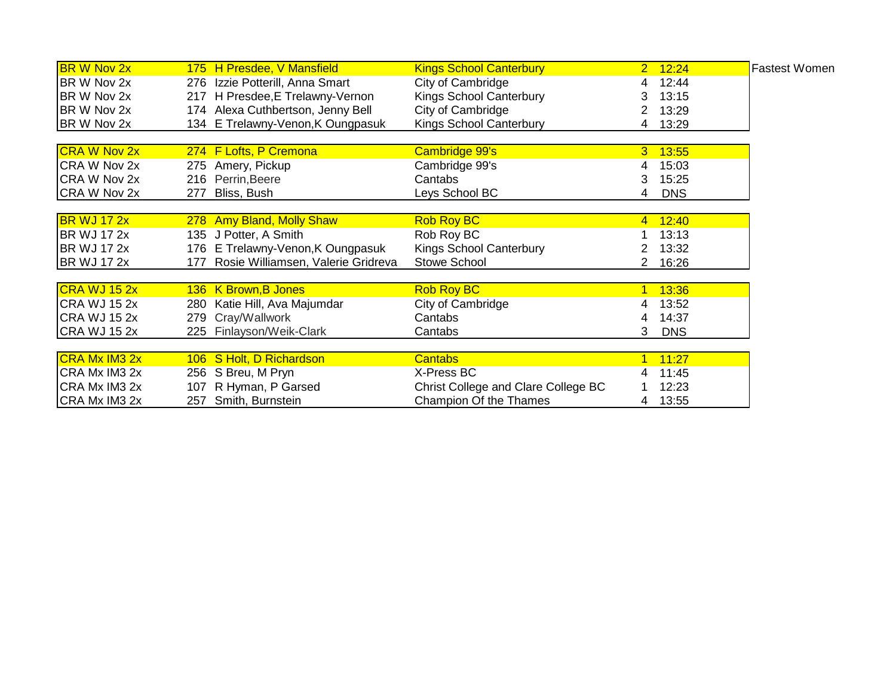| Event | No. | Crew | Club | Div | Time | |
|---|---|---|---|---|---|---|
| BR W Nov 2x | 175 | H Presdee, V Mansfield | Kings School Canterbury | 2 | 12:24 | Fastest Women |
| BR W Nov 2x | 276 | Izzie Potterill, Anna Smart | City of Cambridge | 4 | 12:44 | |
| BR W Nov 2x | 217 | H Presdee,E Trelawny-Vernon | Kings School Canterbury | 3 | 13:15 | |
| BR W Nov 2x | 174 | Alexa Cuthbertson, Jenny Bell | City of Cambridge | 2 | 13:29 | |
| BR W Nov 2x | 134 | E Trelawny-Venon,K Oungpasuk | Kings School Canterbury | 4 | 13:29 | |
| | | | | | | |
| CRA W Nov 2x | 274 | F Lofts, P Cremona | Cambridge 99's | 3 | 13:55 | |
| CRA W Nov 2x | 275 | Amery, Pickup | Cambridge 99's | 4 | 15:03 | |
| CRA W Nov 2x | 216 | Perrin,Beere | Cantabs | 3 | 15:25 | |
| CRA W Nov 2x | 277 | Bliss, Bush | Leys School BC | 4 | DNS | |
| | | | | | | |
| BR WJ 17 2x | 278 | Amy Bland, Molly Shaw | Rob Roy BC | 4 | 12:40 | |
| BR WJ 17 2x | 135 | J Potter, A Smith | Rob Roy BC | 1 | 13:13 | |
| BR WJ 17 2x | 176 | E Trelawny-Venon,K Oungpasuk | Kings School Canterbury | 2 | 13:32 | |
| BR WJ 17 2x | 177 | Rosie Williamsen, Valerie Gridreva | Stowe School | 2 | 16:26 | |
| | | | | | | |
| CRA WJ 15 2x | 136 | K Brown,B Jones | Rob Roy BC | 1 | 13:36 | |
| CRA WJ 15 2x | 280 | Katie Hill, Ava Majumdar | City of Cambridge | 4 | 13:52 | |
| CRA WJ 15 2x | 279 | Cray/Wallwork | Cantabs | 4 | 14:37 | |
| CRA WJ 15 2x | 225 | Finlayson/Weik-Clark | Cantabs | 3 | DNS | |
| | | | | | | |
| CRA Mx IM3 2x | 106 | S Holt, D Richardson | Cantabs | 1 | 11:27 | |
| CRA Mx IM3 2x | 256 | S Breu, M Pryn | X-Press BC | 4 | 11:45 | |
| CRA Mx IM3 2x | 107 | R Hyman, P Garsed | Christ College and Clare College BC | 1 | 12:23 | |
| CRA Mx IM3 2x | 257 | Smith, Burnstein | Champion Of the Thames | 4 | 13:55 | |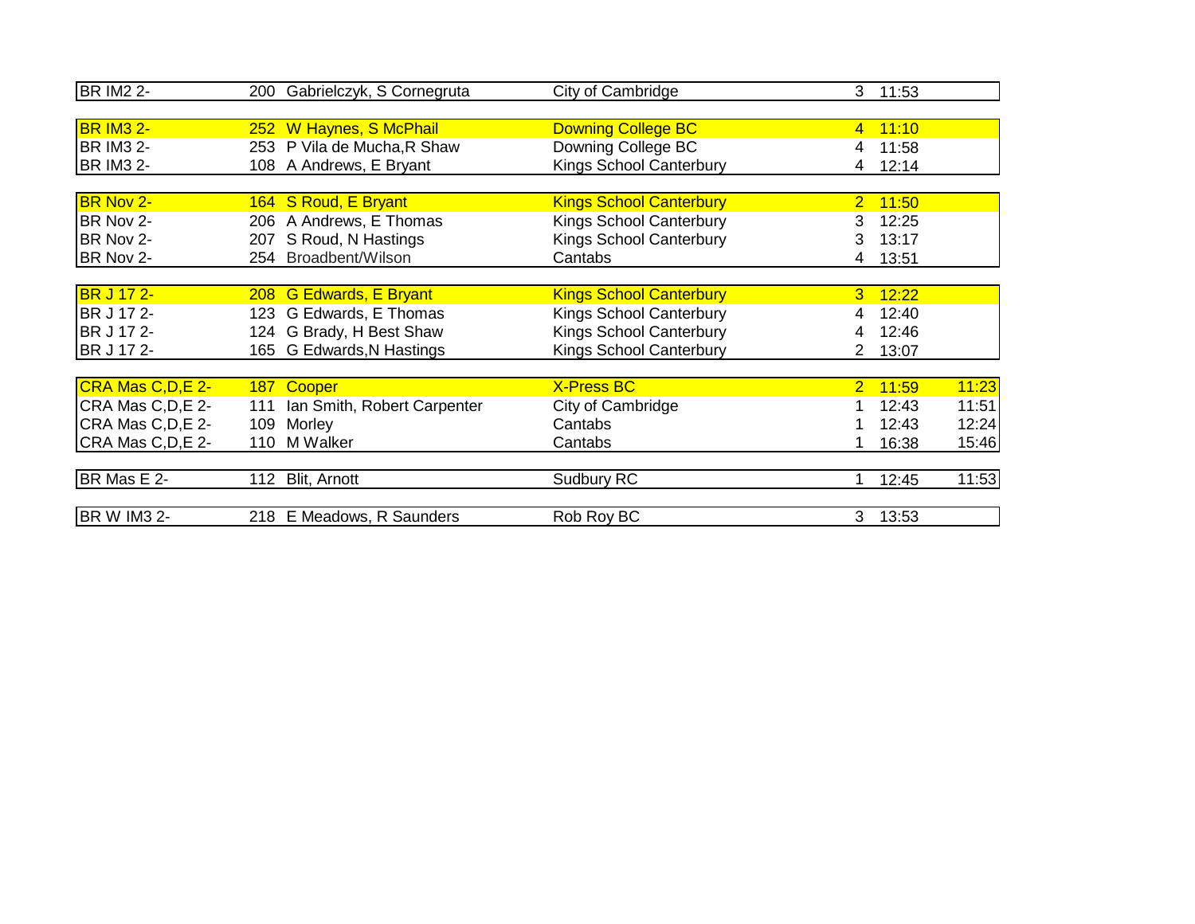| Event | No. | Crew | Club | Div | Time | Adjusted |
|---|---|---|---|---|---|---|
| BR IM2 2- | 200 | Gabrielczyk, S Cornegruta | City of Cambridge | 3 | 11:53 | |
| | | | | | | |
| **BR IM3 2-** | **252** | **W Haynes, S McPhail** | **Downing College BC** | **4** | **11:10** | |
| BR IM3 2- | 253 | P Vila de Mucha,R Shaw | Downing College BC | 4 | 11:58 | |
| BR IM3 2- | 108 | A Andrews, E Bryant | Kings School Canterbury | 4 | 12:14 | |
| | | | | | | |
| **BR Nov 2-** | **164** | **S Roud, E Bryant** | **Kings School Canterbury** | **2** | **11:50** | |
| BR Nov 2- | 206 | A Andrews, E Thomas | Kings School Canterbury | 3 | 12:25 | |
| BR Nov 2- | 207 | S Roud, N Hastings | Kings School Canterbury | 3 | 13:17 | |
| BR Nov 2- | 254 | Broadbent/Wilson | Cantabs | 4 | 13:51 | |
| | | | | | | |
| **BR J 17 2-** | **208** | **G Edwards, E Bryant** | **Kings School Canterbury** | **3** | **12:22** | |
| BR J 17 2- | 123 | G Edwards, E Thomas | Kings School Canterbury | 4 | 12:40 | |
| BR J 17 2- | 124 | G Brady, H Best Shaw | Kings School Canterbury | 4 | 12:46 | |
| BR J 17 2- | 165 | G Edwards,N Hastings | Kings School Canterbury | 2 | 13:07 | |
| | | | | | | |
| **CRA Mas C,D,E 2-** | **187** | **Cooper** | **X-Press BC** | **2** | **11:59** | **11:23** |
| CRA Mas C,D,E 2- | 111 | Ian Smith, Robert Carpenter | City of Cambridge | 1 | 12:43 | 11:51 |
| CRA Mas C,D,E 2- | 109 | Morley | Cantabs | 1 | 12:43 | 12:24 |
| CRA Mas C,D,E 2- | 110 | M Walker | Cantabs | 1 | 16:38 | 15:46 |
| | | | | | | |
| BR Mas E 2- | 112 | Blit, Arnott | Sudbury RC | 1 | 12:45 | 11:53 |
| | | | | | | |
| BR W IM3 2- | 218 | E Meadows, R Saunders | Rob Roy BC | 3 | 13:53 | |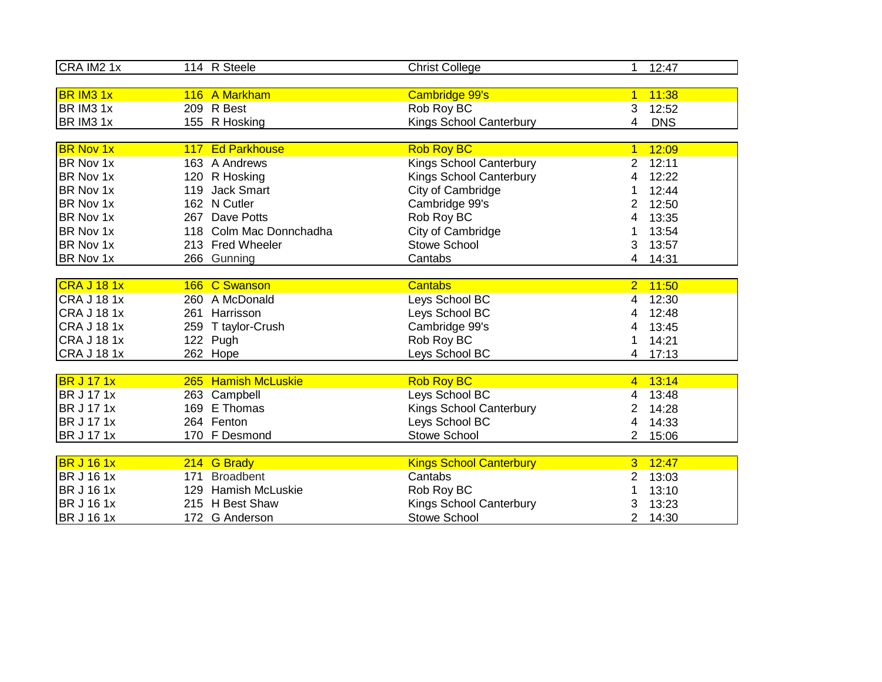| | | | | | |
|---|---|---|---|---|---|
| CRA IM2 1x | 114 | R Steele | Christ College | 1 | 12:47 |
| | | | | | |
| BR IM3 1x | 116 | A Markham | Cambridge 99's | 1 | 11:38 |
| BR IM3 1x | 209 | R Best | Rob Roy BC | 3 | 12:52 |
| BR IM3 1x | 155 | R Hosking | Kings School Canterbury | 4 | DNS |
| | | | | | |
| BR Nov 1x | 117 | Ed Parkhouse | Rob Roy BC | 1 | 12:09 |
| BR Nov 1x | 163 | A Andrews | Kings School Canterbury | 2 | 12:11 |
| BR Nov 1x | 120 | R Hosking | Kings School Canterbury | 4 | 12:22 |
| BR Nov 1x | 119 | Jack Smart | City of Cambridge | 1 | 12:44 |
| BR Nov 1x | 162 | N Cutler | Cambridge 99's | 2 | 12:50 |
| BR Nov 1x | 267 | Dave Potts | Rob Roy BC | 4 | 13:35 |
| BR Nov 1x | 118 | Colm Mac Donnchadha | City of Cambridge | 1 | 13:54 |
| BR Nov 1x | 213 | Fred Wheeler | Stowe School | 3 | 13:57 |
| BR Nov 1x | 266 | Gunning | Cantabs | 4 | 14:31 |
| | | | | | |
| CRA J 18 1x | 166 | C Swanson | Cantabs | 2 | 11:50 |
| CRA J 18 1x | 260 | A McDonald | Leys School BC | 4 | 12:30 |
| CRA J 18 1x | 261 | Harrisson | Leys School BC | 4 | 12:48 |
| CRA J 18 1x | 259 | T taylor-Crush | Cambridge 99's | 4 | 13:45 |
| CRA J 18 1x | 122 | Pugh | Rob Roy BC | 1 | 14:21 |
| CRA J 18 1x | 262 | Hope | Leys School BC | 4 | 17:13 |
| | | | | | |
| BR J 17 1x | 265 | Hamish McLuskie | Rob Roy BC | 4 | 13:14 |
| BR J 17 1x | 263 | Campbell | Leys School BC | 4 | 13:48 |
| BR J 17 1x | 169 | E Thomas | Kings School Canterbury | 2 | 14:28 |
| BR J 17 1x | 264 | Fenton | Leys School BC | 4 | 14:33 |
| BR J 17 1x | 170 | F Desmond | Stowe School | 2 | 15:06 |
| | | | | | |
| BR J 16 1x | 214 | G Brady | Kings School Canterbury | 3 | 12:47 |
| BR J 16 1x | 171 | Broadbent | Cantabs | 2 | 13:03 |
| BR J 16 1x | 129 | Hamish McLuskie | Rob Roy BC | 1 | 13:10 |
| BR J 16 1x | 215 | H Best Shaw | Kings School Canterbury | 3 | 13:23 |
| BR J 16 1x | 172 | G Anderson | Stowe School | 2 | 14:30 |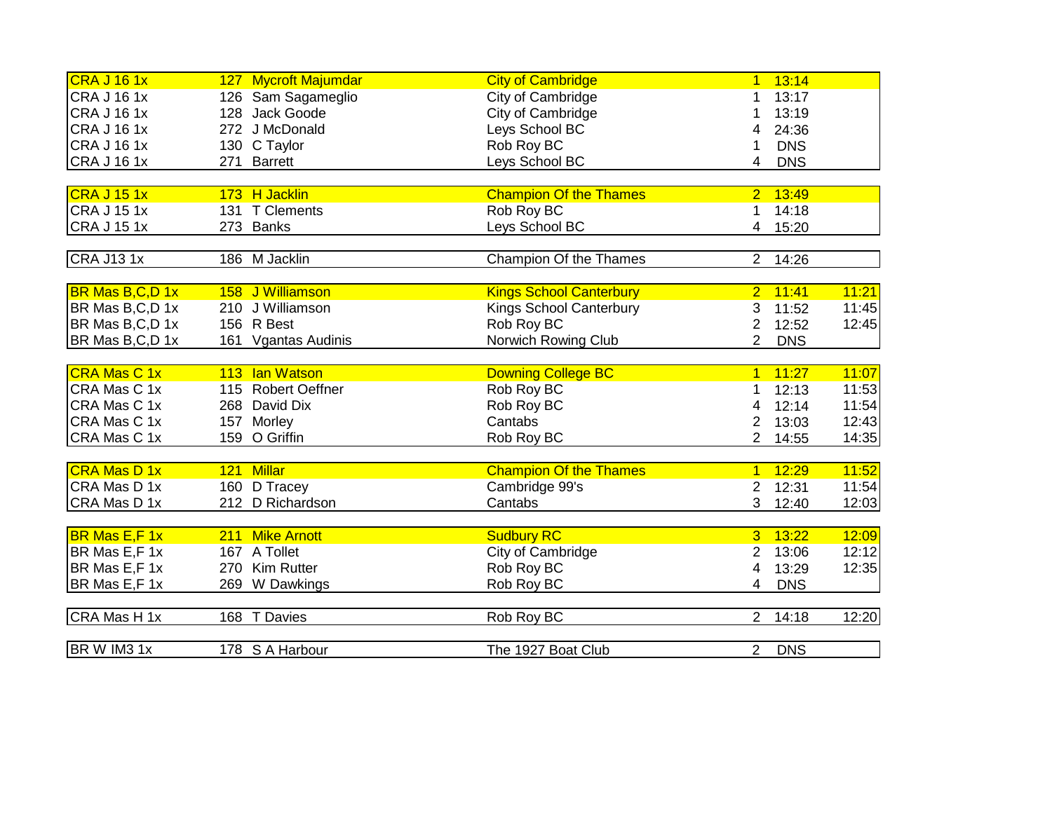| Event | No. | Name | Club | Div | Time | Adjusted |
|---|---|---|---|---|---|---|
| CRA J 16 1x | 127 | Mycroft Majumdar | City of Cambridge | 1 | 13:14 | |
| CRA J 16 1x | 126 | Sam Sagameglio | City of Cambridge | 1 | 13:17 | |
| CRA J 16 1x | 128 | Jack Goode | City of Cambridge | 1 | 13:19 | |
| CRA J 16 1x | 272 | J McDonald | Leys School BC | 4 | 24:36 | |
| CRA J 16 1x | 130 | C Taylor | Rob Roy BC | 1 | DNS | |
| CRA J 16 1x | 271 | Barrett | Leys School BC | 4 | DNS | |
| | | | | | | |
| CRA J 15 1x | 173 | H Jacklin | Champion Of the Thames | 2 | 13:49 | |
| CRA J 15 1x | 131 | T Clements | Rob Roy BC | 1 | 14:18 | |
| CRA J 15 1x | 273 | Banks | Leys School BC | 4 | 15:20 | |
| | | | | | | |
| CRA J13 1x | 186 | M Jacklin | Champion Of the Thames | 2 | 14:26 | |
| | | | | | | |
| BR Mas B,C,D 1x | 158 | J Williamson | Kings School Canterbury | 2 | 11:41 | 11:21 |
| BR Mas B,C,D 1x | 210 | J Williamson | Kings School Canterbury | 3 | 11:52 | 11:45 |
| BR Mas B,C,D 1x | 156 | R Best | Rob Roy BC | 2 | 12:52 | 12:45 |
| BR Mas B,C,D 1x | 161 | Vgantas Audinis | Norwich Rowing Club | 2 | DNS | |
| | | | | | | |
| CRA Mas C 1x | 113 | Ian Watson | Downing College BC | 1 | 11:27 | 11:07 |
| CRA Mas C 1x | 115 | Robert Oeffner | Rob Roy BC | 1 | 12:13 | 11:53 |
| CRA Mas C 1x | 268 | David Dix | Rob Roy BC | 4 | 12:14 | 11:54 |
| CRA Mas C 1x | 157 | Morley | Cantabs | 2 | 13:03 | 12:43 |
| CRA Mas C 1x | 159 | O Griffin | Rob Roy BC | 2 | 14:55 | 14:35 |
| | | | | | | |
| CRA Mas D 1x | 121 | Millar | Champion Of the Thames | 1 | 12:29 | 11:52 |
| CRA Mas D 1x | 160 | D Tracey | Cambridge 99's | 2 | 12:31 | 11:54 |
| CRA Mas D 1x | 212 | D Richardson | Cantabs | 3 | 12:40 | 12:03 |
| | | | | | | |
| BR Mas E,F 1x | 211 | Mike Arnott | Sudbury RC | 3 | 13:22 | 12:09 |
| BR Mas E,F 1x | 167 | A Tollet | City of Cambridge | 2 | 13:06 | 12:12 |
| BR Mas E,F 1x | 270 | Kim Rutter | Rob Roy BC | 4 | 13:29 | 12:35 |
| BR Mas E,F 1x | 269 | W Dawkings | Rob Roy BC | 4 | DNS | |
| | | | | | | |
| CRA Mas H 1x | 168 | T Davies | Rob Roy BC | 2 | 14:18 | 12:20 |
| | | | | | | |
| BR W IM3 1x | 178 | S A Harbour | The 1927 Boat Club | 2 | DNS | |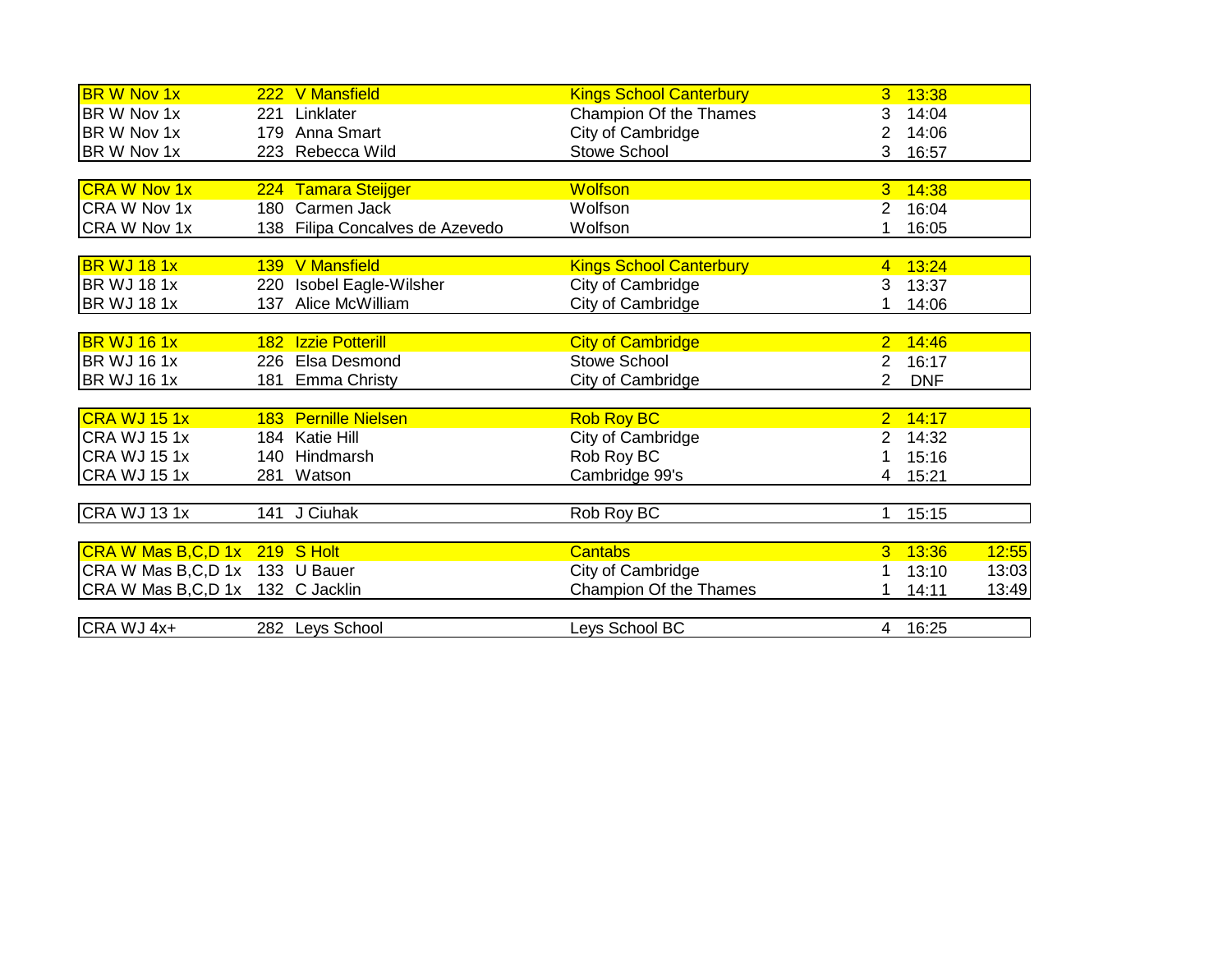| | | | | | | |
|---|---|---|---|---|---|---|
| BR W Nov 1x | 222 | V Mansfield | Kings School Canterbury | 3 | 13:38 | |
| BR W Nov 1x | 221 | Linklater | Champion Of the Thames | 3 | 14:04 | |
| BR W Nov 1x | 179 | Anna Smart | City of Cambridge | 2 | 14:06 | |
| BR W Nov 1x | 223 | Rebecca Wild | Stowe School | 3 | 16:57 | |
| | | | | | | |
| CRA W Nov 1x | 224 | Tamara Steijger | Wolfson | 3 | 14:38 | |
| CRA W Nov 1x | 180 | Carmen Jack | Wolfson | 2 | 16:04 | |
| CRA W Nov 1x | 138 | Filipa Concalves de Azevedo | Wolfson | 1 | 16:05 | |
| | | | | | | |
| BR WJ 18 1x | 139 | V Mansfield | Kings School Canterbury | 4 | 13:24 | |
| BR WJ 18 1x | 220 | Isobel Eagle-Wilsher | City of Cambridge | 3 | 13:37 | |
| BR WJ 18 1x | 137 | Alice McWilliam | City of Cambridge | 1 | 14:06 | |
| | | | | | | |
| BR WJ 16 1x | 182 | Izzie Potterill | City of Cambridge | 2 | 14:46 | |
| BR WJ 16 1x | 226 | Elsa Desmond | Stowe School | 2 | 16:17 | |
| BR WJ 16 1x | 181 | Emma Christy | City of Cambridge | 2 | DNF | |
| | | | | | | |
| CRA WJ 15 1x | 183 | Pernille Nielsen | Rob Roy BC | 2 | 14:17 | |
| CRA WJ 15 1x | 184 | Katie Hill | City of Cambridge | 2 | 14:32 | |
| CRA WJ 15 1x | 140 | Hindmarsh | Rob Roy BC | 1 | 15:16 | |
| CRA WJ 15 1x | 281 | Watson | Cambridge 99's | 4 | 15:21 | |
| | | | | | | |
| CRA WJ 13 1x | 141 | J Ciuhak | Rob Roy BC | 1 | 15:15 | |
| | | | | | | |
| CRA W Mas B,C,D 1x | 219 | S Holt | Cantabs | 3 | 13:36 | 12:55 |
| CRA W Mas B,C,D 1x | 133 | U Bauer | City of Cambridge | 1 | 13:10 | 13:03 |
| CRA W Mas B,C,D 1x | 132 | C Jacklin | Champion Of the Thames | 1 | 14:11 | 13:49 |
| | | | | | | |
| CRA WJ 4x+ | 282 | Leys School | Leys School BC | 4 | 16:25 | |